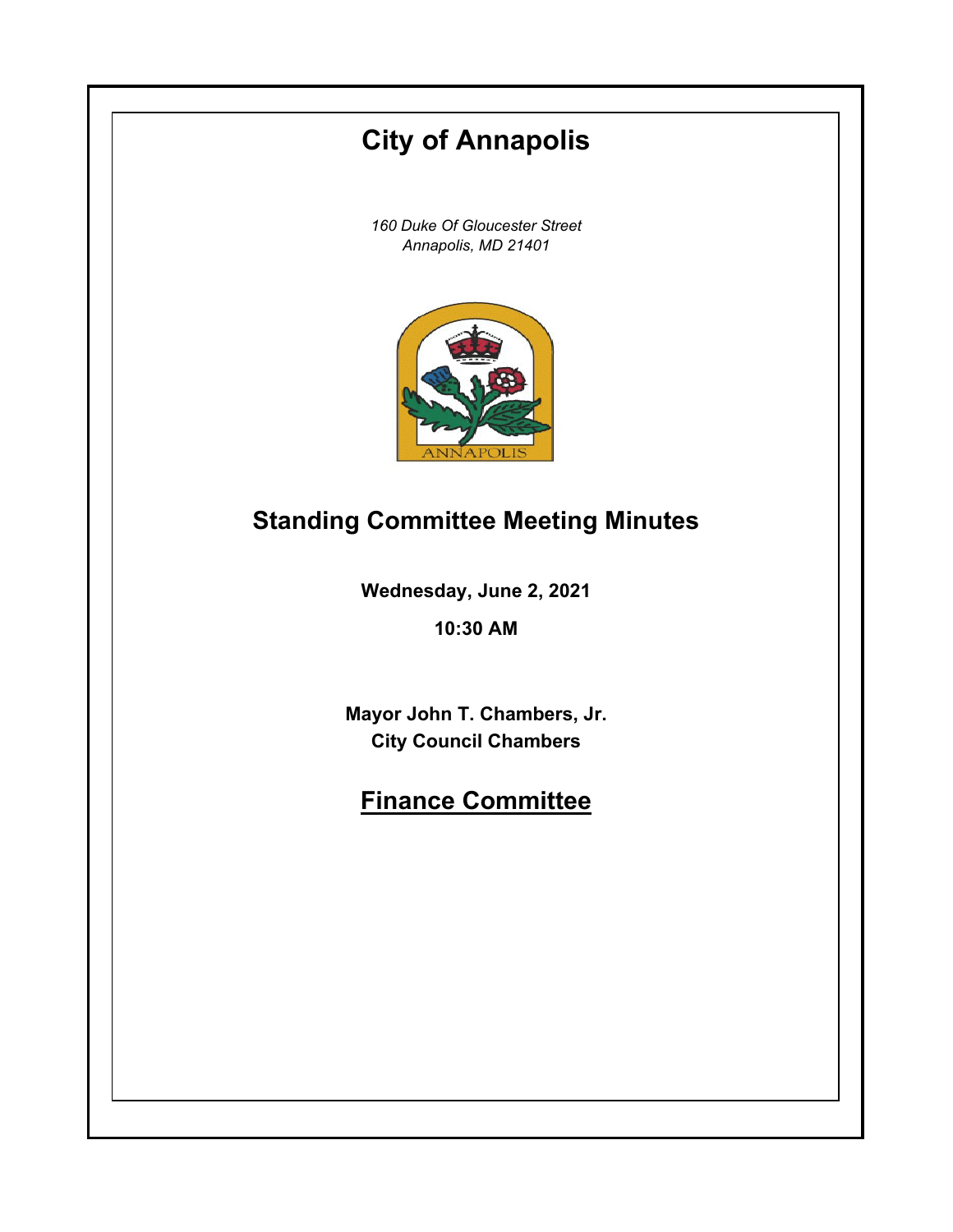# City of Annapolis

*160 Duke Of Gloucester Street*
*Annapolis, MD 21401*

## Standing Committee Meeting Minutes

**Wednesday, June 2, 2021**

**10:30 AM**

**Mayor John T. Chambers, Jr.**
**City Council Chambers**

## Finance Committee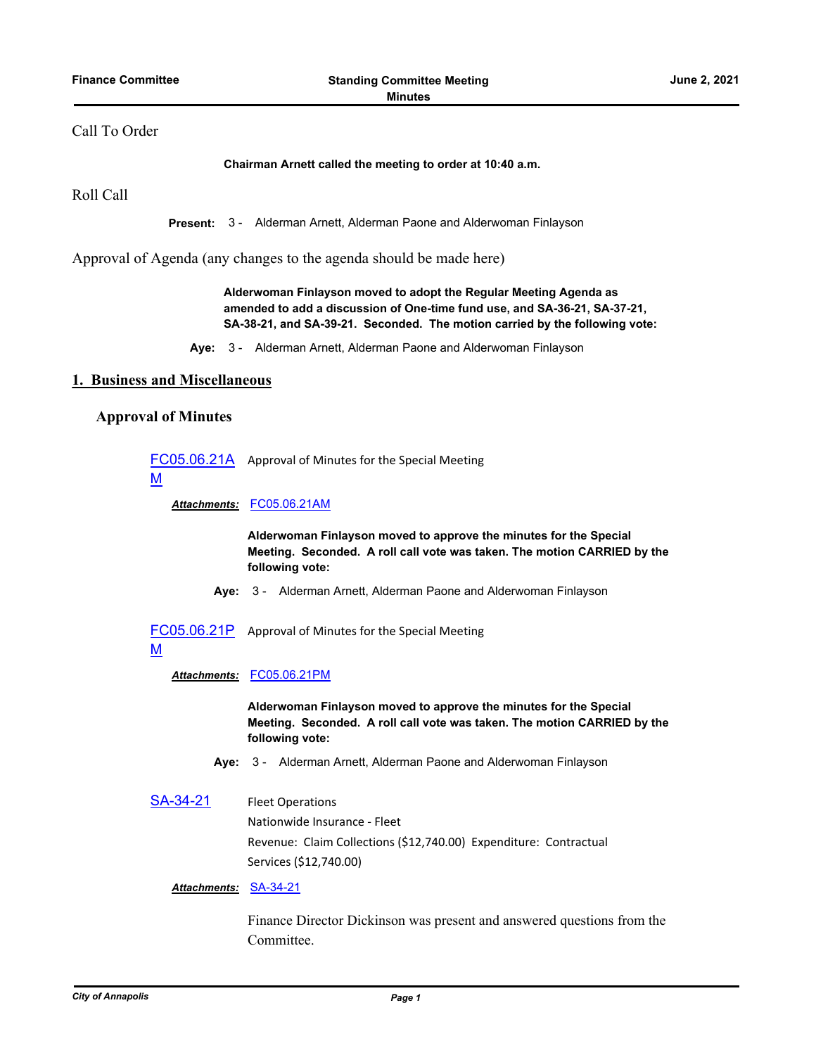Call To Order

**Chairman Arnett called the meeting to order at 10:40 a.m.**

Roll Call

**Present:** 3 - Alderman Arnett, Alderman Paone and Alderwoman Finlayson

Approval of Agenda (any changes to the agenda should be made here)

**Alderwoman Finlayson moved to adopt the Regular Meeting Agenda as amended to add a discussion of One-time fund use, and SA-36-21, SA-37-21, SA-38-21, and SA-39-21. Seconded. The motion carried by the following vote:**

**Aye:** 3 - Alderman Arnett, Alderman Paone and Alderwoman Finlayson

## 1. Business and Miscellaneous

### Approval of Minutes

FC05.06.21AM Approval of Minutes for the Special Meeting

***Attachments:*** FC05.06.21AM

**Alderwoman Finlayson moved to approve the minutes for the Special Meeting. Seconded. A roll call vote was taken. The motion CARRIED by the following vote:**

**Aye:** 3 - Alderman Arnett, Alderman Paone and Alderwoman Finlayson

FC05.06.21PM Approval of Minutes for the Special Meeting

***Attachments:*** FC05.06.21PM

**Alderwoman Finlayson moved to approve the minutes for the Special Meeting. Seconded. A roll call vote was taken. The motion CARRIED by the following vote:**

**Aye:** 3 - Alderman Arnett, Alderman Paone and Alderwoman Finlayson

SA-34-21 Fleet Operations
Nationwide Insurance - Fleet
Revenue: Claim Collections ($12,740.00) Expenditure: Contractual Services ($12,740.00)

***Attachments:*** SA-34-21

Finance Director Dickinson was present and answered questions from the Committee.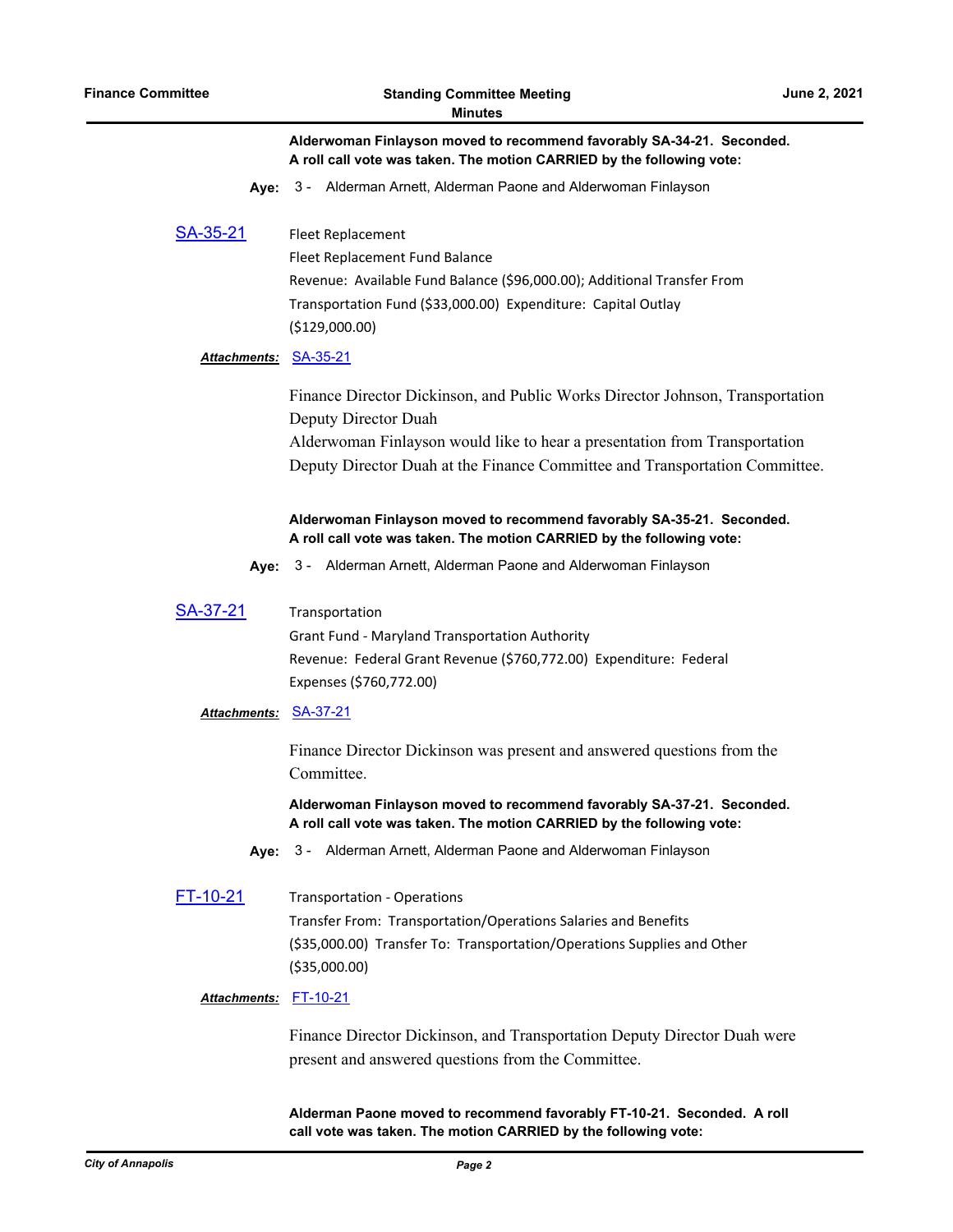**Alderwoman Finlayson moved to recommend favorably SA-34-21. Seconded. A roll call vote was taken. The motion CARRIED by the following vote:**

**Aye:** 3 - Alderman Arnett, Alderman Paone and Alderwoman Finlayson

[SA-35-21](#)

Fleet Replacement

Fleet Replacement Fund Balance

Revenue: Available Fund Balance ($96,000.00); Additional Transfer From Transportation Fund ($33,000.00) Expenditure: Capital Outlay ($129,000.00)

***Attachments:*** [SA-35-21](#)

Finance Director Dickinson, and Public Works Director Johnson, Transportation Deputy Director Duah

Alderwoman Finlayson would like to hear a presentation from Transportation Deputy Director Duah at the Finance Committee and Transportation Committee.

**Alderwoman Finlayson moved to recommend favorably SA-35-21. Seconded. A roll call vote was taken. The motion CARRIED by the following vote:**

**Aye:** 3 - Alderman Arnett, Alderman Paone and Alderwoman Finlayson

[SA-37-21](#)

Transportation

Grant Fund - Maryland Transportation Authority

Revenue: Federal Grant Revenue ($760,772.00) Expenditure: Federal Expenses ($760,772.00)

***Attachments:*** [SA-37-21](#)

Finance Director Dickinson was present and answered questions from the Committee.

**Alderwoman Finlayson moved to recommend favorably SA-37-21. Seconded. A roll call vote was taken. The motion CARRIED by the following vote:**

**Aye:** 3 - Alderman Arnett, Alderman Paone and Alderwoman Finlayson

[FT-10-21](#)

Transportation - Operations

Transfer From: Transportation/Operations Salaries and Benefits ($35,000.00) Transfer To: Transportation/Operations Supplies and Other ($35,000.00)

***Attachments:*** [FT-10-21](#)

Finance Director Dickinson, and Transportation Deputy Director Duah were present and answered questions from the Committee.

**Alderman Paone moved to recommend favorably FT-10-21. Seconded. A roll call vote was taken. The motion CARRIED by the following vote:**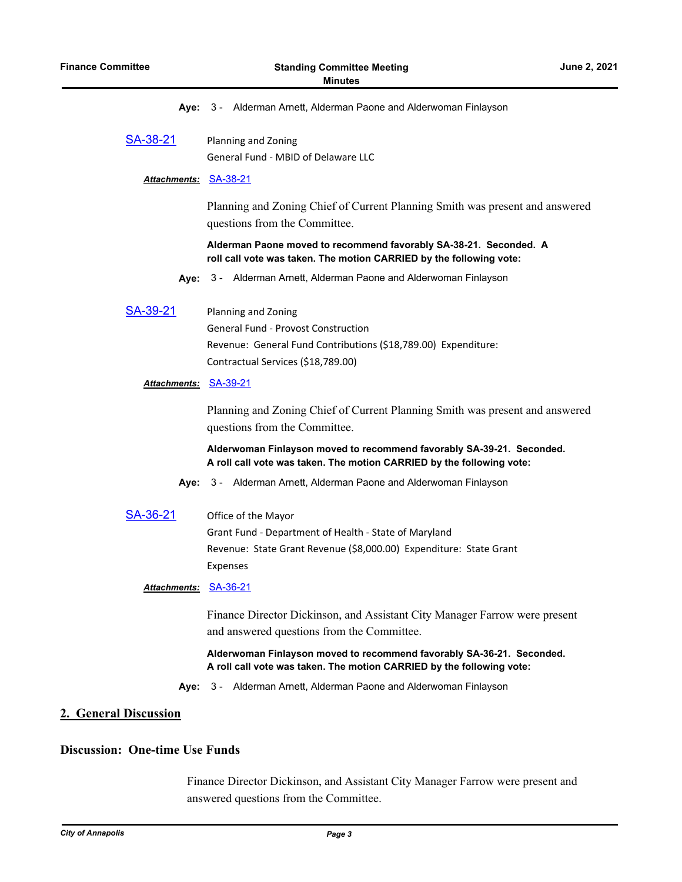**Aye:** 3 - Alderman Arnett, Alderman Paone and Alderwoman Finlayson

**SA-38-21**

Planning and Zoning
General Fund - MBID of Delaware LLC

***Attachments:*** SA-38-21

Planning and Zoning Chief of Current Planning Smith was present and answered questions from the Committee.

**Alderman Paone moved to recommend favorably SA-38-21. Seconded. A roll call vote was taken. The motion CARRIED by the following vote:**

**Aye:** 3 - Alderman Arnett, Alderman Paone and Alderwoman Finlayson

**SA-39-21**

Planning and Zoning
General Fund - Provost Construction
Revenue: General Fund Contributions ($18,789.00) Expenditure: Contractual Services ($18,789.00)

***Attachments:*** SA-39-21

Planning and Zoning Chief of Current Planning Smith was present and answered questions from the Committee.

**Alderwoman Finlayson moved to recommend favorably SA-39-21. Seconded. A roll call vote was taken. The motion CARRIED by the following vote:**

**Aye:** 3 - Alderman Arnett, Alderman Paone and Alderwoman Finlayson

**SA-36-21**

Office of the Mayor
Grant Fund - Department of Health - State of Maryland
Revenue: State Grant Revenue ($8,000.00) Expenditure: State Grant Expenses

***Attachments:*** SA-36-21

Finance Director Dickinson, and Assistant City Manager Farrow were present and answered questions from the Committee.

**Alderwoman Finlayson moved to recommend favorably SA-36-21. Seconded. A roll call vote was taken. The motion CARRIED by the following vote:**

**Aye:** 3 - Alderman Arnett, Alderman Paone and Alderwoman Finlayson

## 2. General Discussion

### Discussion: One-time Use Funds

Finance Director Dickinson, and Assistant City Manager Farrow were present and answered questions from the Committee.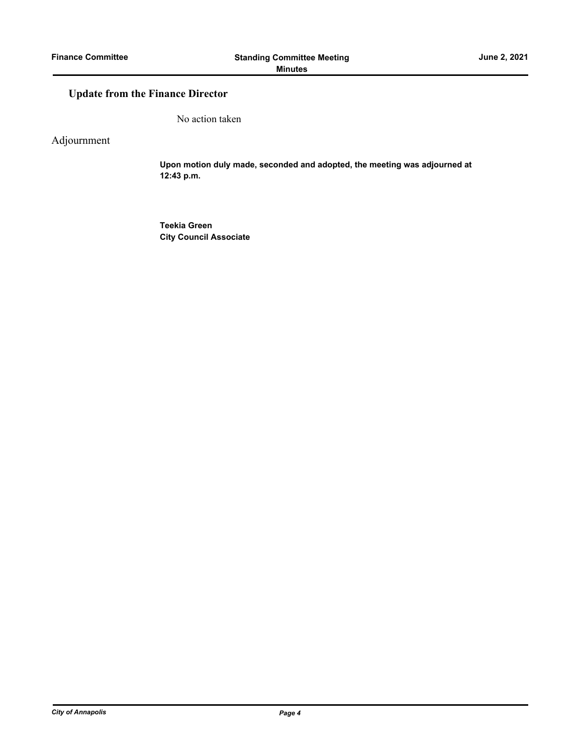### Update from the Finance Director

No action taken

## Adjournment

**Upon motion duly made, seconded and adopted, the meeting was adjourned at 12:43 p.m.**

**Teekia Green**
**City Council Associate**